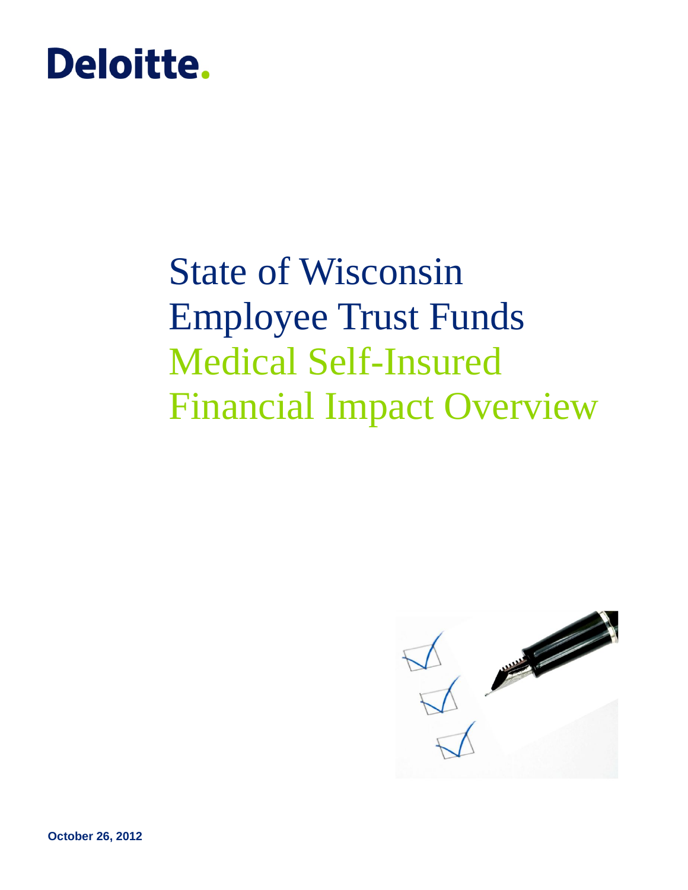Deloitte.

# State of Wisconsin
# Employee Trust Funds
# Medical Self-Insured
# Financial Impact Overview

**October 26, 2012**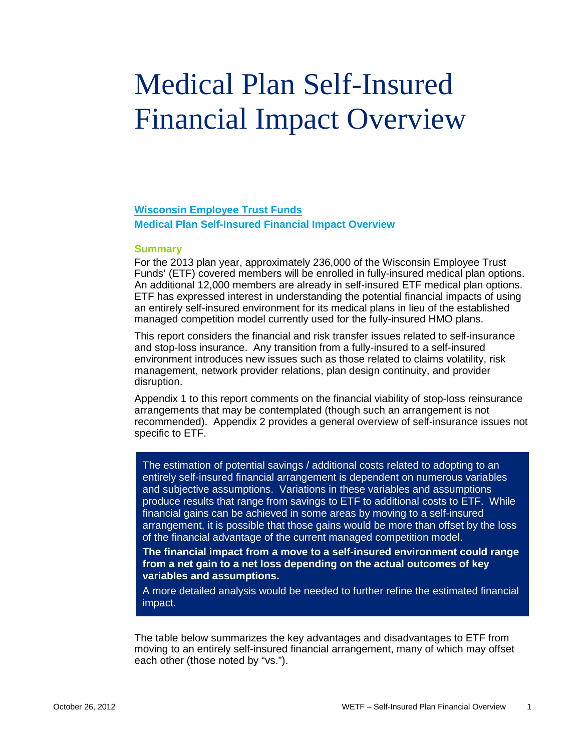# Medical Plan Self-Insured Financial Impact Overview

**Wisconsin Employee Trust Funds**

**Medical Plan Self-Insured Financial Impact Overview**

### Summary

For the 2013 plan year, approximately 236,000 of the Wisconsin Employee Trust Funds' (ETF) covered members will be enrolled in fully-insured medical plan options. An additional 12,000 members are already in self-insured ETF medical plan options. ETF has expressed interest in understanding the potential financial impacts of using an entirely self-insured environment for its medical plans in lieu of the established managed competition model currently used for the fully-insured HMO plans.

This report considers the financial and risk transfer issues related to self-insurance and stop-loss insurance. Any transition from a fully-insured to a self-insured environment introduces new issues such as those related to claims volatility, risk management, network provider relations, plan design continuity, and provider disruption.

Appendix 1 to this report comments on the financial viability of stop-loss reinsurance arrangements that may be contemplated (though such an arrangement is not recommended). Appendix 2 provides a general overview of self-insurance issues not specific to ETF.

> The estimation of potential savings / additional costs related to adopting to an entirely self-insured financial arrangement is dependent on numerous variables and subjective assumptions. Variations in these variables and assumptions produce results that range from savings to ETF to additional costs to ETF. While financial gains can be achieved in some areas by moving to a self-insured arrangement, it is possible that those gains would be more than offset by the loss of the financial advantage of the current managed competition model.
>
> **The financial impact from a move to a self-insured environment could range from a net gain to a net loss depending on the actual outcomes of key variables and assumptions.**
>
> A more detailed analysis would be needed to further refine the estimated financial impact.

The table below summarizes the key advantages and disadvantages to ETF from moving to an entirely self-insured financial arrangement, many of which may offset each other (those noted by "vs.").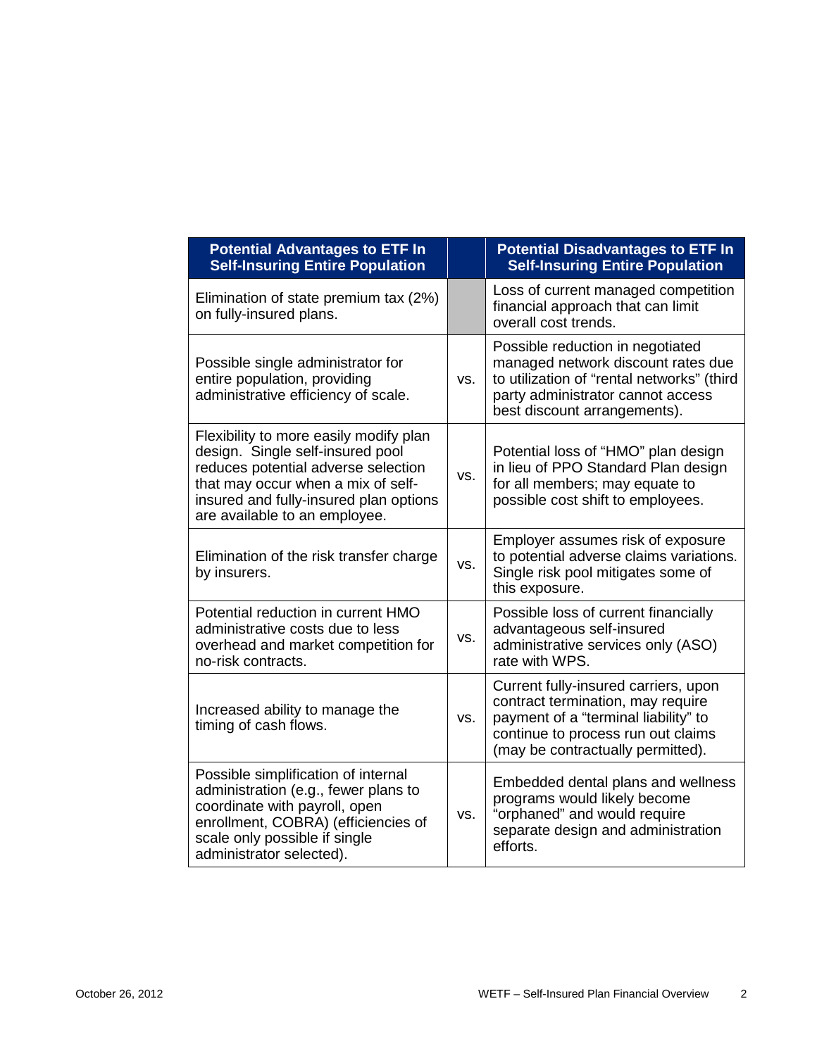| Potential Advantages to ETF In Self-Insuring Entire Population | | Potential Disadvantages to ETF In Self-Insuring Entire Population |
|---|---|---|
| Elimination of state premium tax (2%) on fully-insured plans. | | Loss of current managed competition financial approach that can limit overall cost trends. |
| Possible single administrator for entire population, providing administrative efficiency of scale. | vs. | Possible reduction in negotiated managed network discount rates due to utilization of "rental networks" (third party administrator cannot access best discount arrangements). |
| Flexibility to more easily modify plan design. Single self-insured pool reduces potential adverse selection that may occur when a mix of self-insured and fully-insured plan options are available to an employee. | vs. | Potential loss of "HMO" plan design in lieu of PPO Standard Plan design for all members; may equate to possible cost shift to employees. |
| Elimination of the risk transfer charge by insurers. | vs. | Employer assumes risk of exposure to potential adverse claims variations. Single risk pool mitigates some of this exposure. |
| Potential reduction in current HMO administrative costs due to less overhead and market competition for no-risk contracts. | vs. | Possible loss of current financially advantageous self-insured administrative services only (ASO) rate with WPS. |
| Increased ability to manage the timing of cash flows. | vs. | Current fully-insured carriers, upon contract termination, may require payment of a "terminal liability" to continue to process run out claims (may be contractually permitted). |
| Possible simplification of internal administration (e.g., fewer plans to coordinate with payroll, open enrollment, COBRA) (efficiencies of scale only possible if single administrator selected). | vs. | Embedded dental plans and wellness programs would likely become "orphaned" and would require separate design and administration efforts. |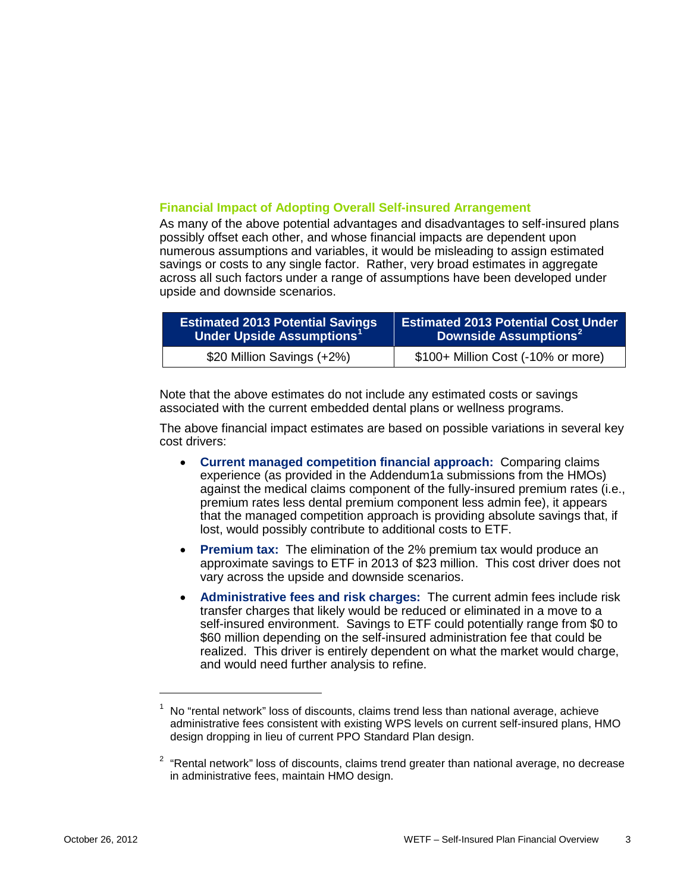### Financial Impact of Adopting Overall Self-insured Arrangement

As many of the above potential advantages and disadvantages to self-insured plans possibly offset each other, and whose financial impacts are dependent upon numerous assumptions and variables, it would be misleading to assign estimated savings or costs to any single factor. Rather, very broad estimates in aggregate across all such factors under a range of assumptions have been developed under upside and downside scenarios.

| Estimated 2013 Potential Savings Under Upside Assumptions[1] | Estimated 2013 Potential Cost Under Downside Assumptions[2] |
|---|---|
| $20 Million Savings (+2%) | $100+ Million Cost (-10% or more) |

Note that the above estimates do not include any estimated costs or savings associated with the current embedded dental plans or wellness programs.

The above financial impact estimates are based on possible variations in several key cost drivers:

- **Current managed competition financial approach:** Comparing claims experience (as provided in the Addendum1a submissions from the HMOs) against the medical claims component of the fully-insured premium rates (i.e., premium rates less dental premium component less admin fee), it appears that the managed competition approach is providing absolute savings that, if lost, would possibly contribute to additional costs to ETF.
- **Premium tax:** The elimination of the 2% premium tax would produce an approximate savings to ETF in 2013 of $23 million. This cost driver does not vary across the upside and downside scenarios.
- **Administrative fees and risk charges:** The current admin fees include risk transfer charges that likely would be reduced or eliminated in a move to a self-insured environment. Savings to ETF could potentially range from $0 to $60 million depending on the self-insured administration fee that could be realized. This driver is entirely dependent on what the market would charge, and would need further analysis to refine.

---

[1] No "rental network" loss of discounts, claims trend less than national average, achieve administrative fees consistent with existing WPS levels on current self-insured plans, HMO design dropping in lieu of current PPO Standard Plan design.

[2] "Rental network" loss of discounts, claims trend greater than national average, no decrease in administrative fees, maintain HMO design.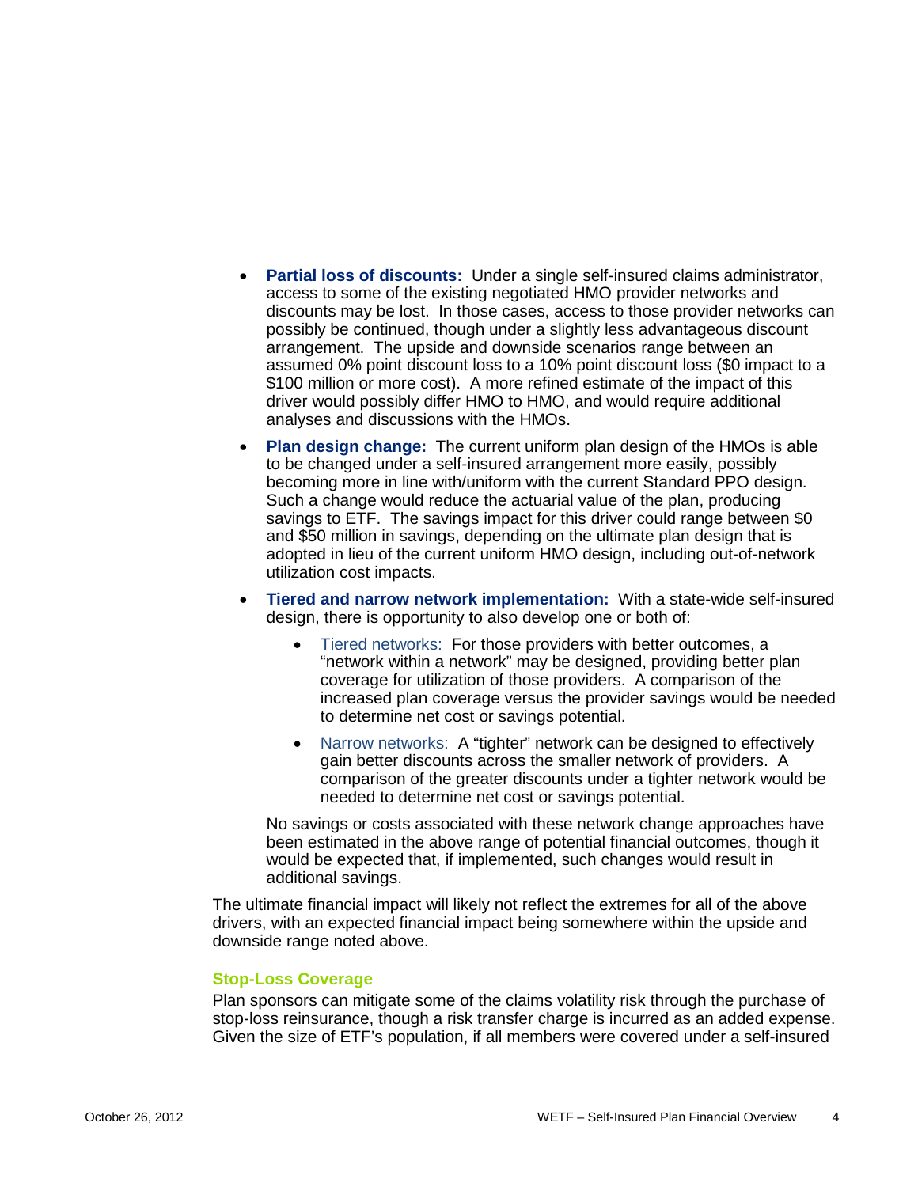- **Partial loss of discounts:** Under a single self-insured claims administrator, access to some of the existing negotiated HMO provider networks and discounts may be lost. In those cases, access to those provider networks can possibly be continued, though under a slightly less advantageous discount arrangement. The upside and downside scenarios range between an assumed 0% point discount loss to a 10% point discount loss ($0 impact to a $100 million or more cost). A more refined estimate of the impact of this driver would possibly differ HMO to HMO, and would require additional analyses and discussions with the HMOs.
- **Plan design change:** The current uniform plan design of the HMOs is able to be changed under a self-insured arrangement more easily, possibly becoming more in line with/uniform with the current Standard PPO design. Such a change would reduce the actuarial value of the plan, producing savings to ETF. The savings impact for this driver could range between $0 and $50 million in savings, depending on the ultimate plan design that is adopted in lieu of the current uniform HMO design, including out-of-network utilization cost impacts.
- **Tiered and narrow network implementation:** With a state-wide self-insured design, there is opportunity to also develop one or both of:
  - Tiered networks: For those providers with better outcomes, a "network within a network" may be designed, providing better plan coverage for utilization of those providers. A comparison of the increased plan coverage versus the provider savings would be needed to determine net cost or savings potential.
  - Narrow networks: A "tighter" network can be designed to effectively gain better discounts across the smaller network of providers. A comparison of the greater discounts under a tighter network would be needed to determine net cost or savings potential.

  No savings or costs associated with these network change approaches have been estimated in the above range of potential financial outcomes, though it would be expected that, if implemented, such changes would result in additional savings.

The ultimate financial impact will likely not reflect the extremes for all of the above drivers, with an expected financial impact being somewhere within the upside and downside range noted above.

### Stop-Loss Coverage

Plan sponsors can mitigate some of the claims volatility risk through the purchase of stop-loss reinsurance, though a risk transfer charge is incurred as an added expense. Given the size of ETF's population, if all members were covered under a self-insured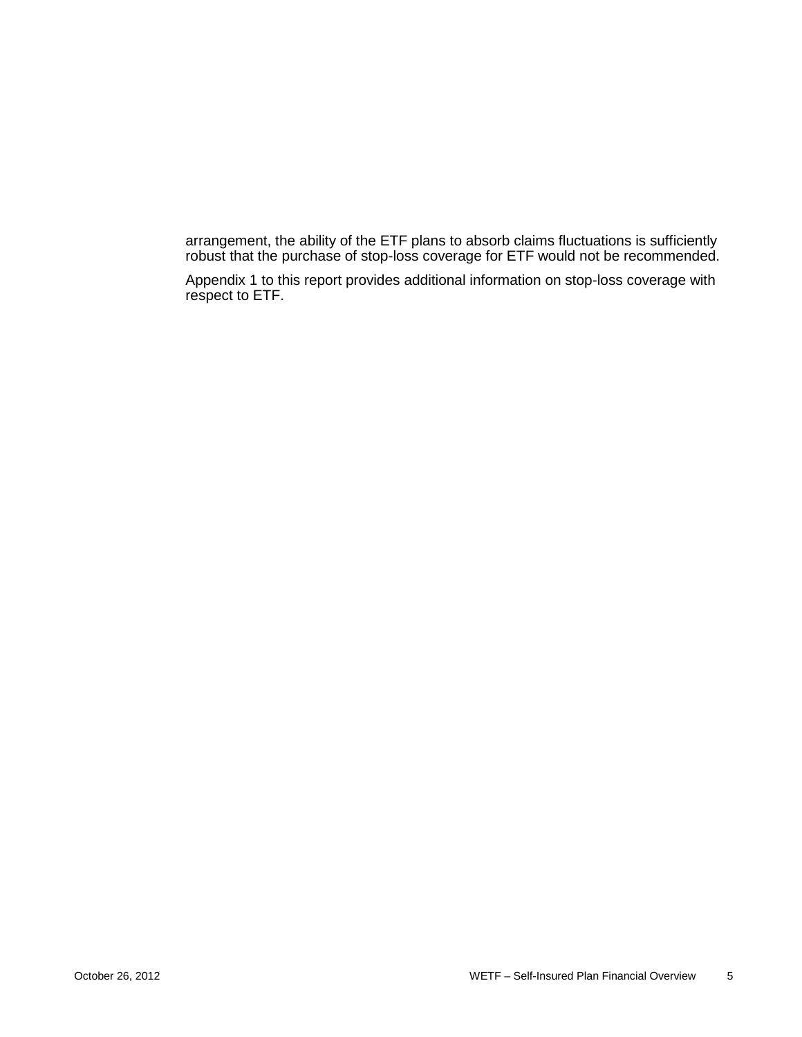arrangement, the ability of the ETF plans to absorb claims fluctuations is sufficiently robust that the purchase of stop-loss coverage for ETF would not be recommended.

Appendix 1 to this report provides additional information on stop-loss coverage with respect to ETF.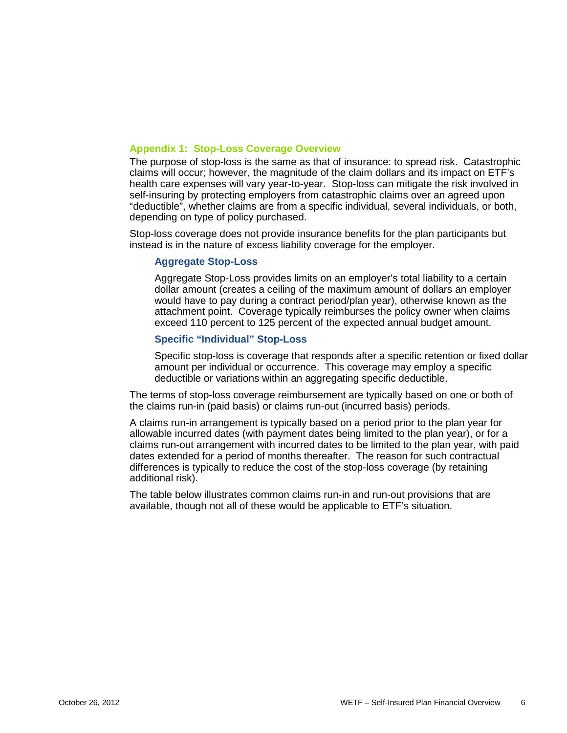## Appendix 1: Stop-Loss Coverage Overview

The purpose of stop-loss is the same as that of insurance: to spread risk. Catastrophic claims will occur; however, the magnitude of the claim dollars and its impact on ETF's health care expenses will vary year-to-year. Stop-loss can mitigate the risk involved in self-insuring by protecting employers from catastrophic claims over an agreed upon "deductible", whether claims are from a specific individual, several individuals, or both, depending on type of policy purchased.

Stop-loss coverage does not provide insurance benefits for the plan participants but instead is in the nature of excess liability coverage for the employer.

### Aggregate Stop-Loss

Aggregate Stop-Loss provides limits on an employer's total liability to a certain dollar amount (creates a ceiling of the maximum amount of dollars an employer would have to pay during a contract period/plan year), otherwise known as the attachment point. Coverage typically reimburses the policy owner when claims exceed 110 percent to 125 percent of the expected annual budget amount.

### Specific "Individual" Stop-Loss

Specific stop-loss is coverage that responds after a specific retention or fixed dollar amount per individual or occurrence. This coverage may employ a specific deductible or variations within an aggregating specific deductible.

The terms of stop-loss coverage reimbursement are typically based on one or both of the claims run-in (paid basis) or claims run-out (incurred basis) periods.

A claims run-in arrangement is typically based on a period prior to the plan year for allowable incurred dates (with payment dates being limited to the plan year), or for a claims run-out arrangement with incurred dates to be limited to the plan year, with paid dates extended for a period of months thereafter. The reason for such contractual differences is typically to reduce the cost of the stop-loss coverage (by retaining additional risk).

The table below illustrates common claims run-in and run-out provisions that are available, though not all of these would be applicable to ETF's situation.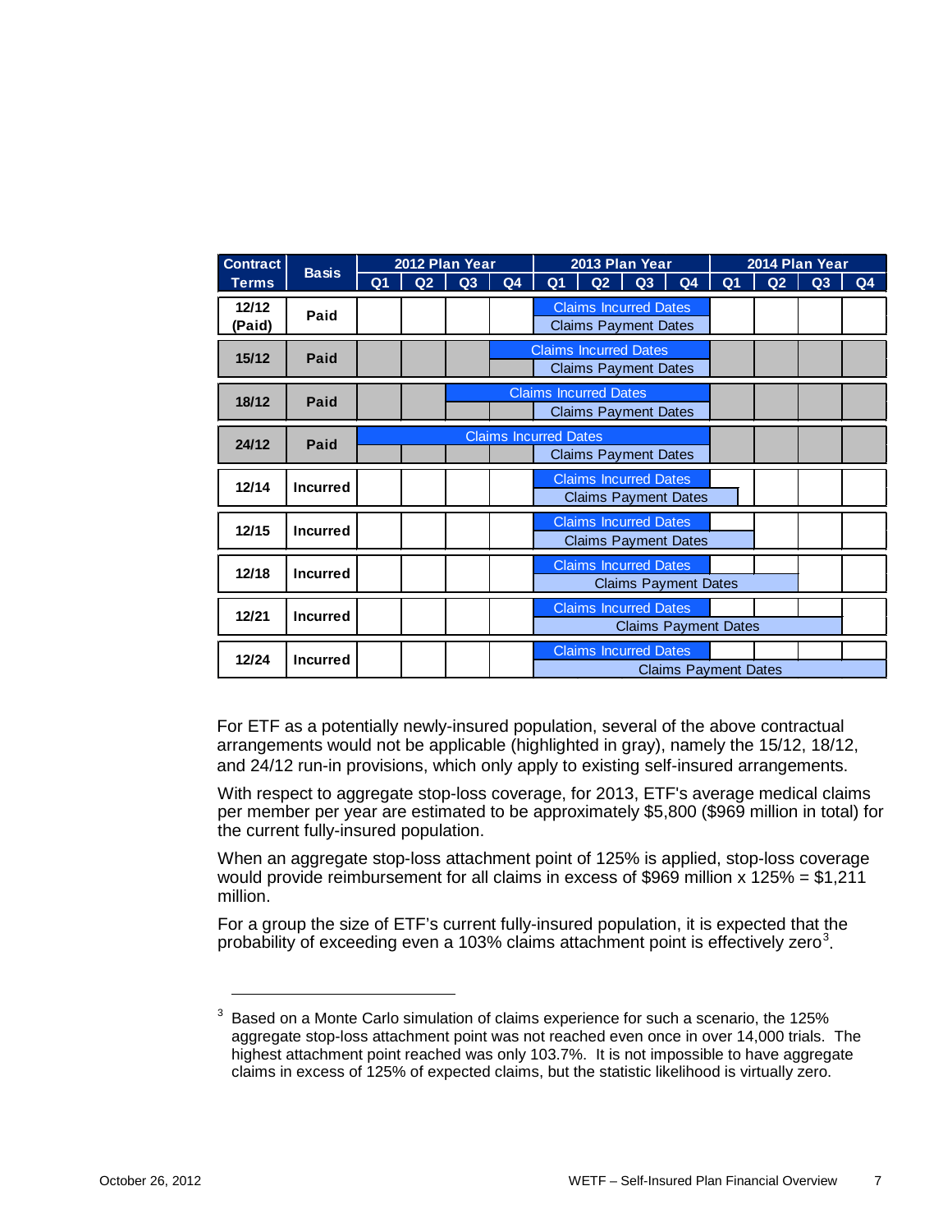| Contract Terms | Basis | | 2012 Plan Year | | | | 2013 Plan Year | | | | 2014 Plan Year | | | |
|---|---|---|---|---|---|---|---|---|---|---|---|---|---|---|
| | | | Q1 | Q2 | Q3 | Q4 | Q1 | Q2 | Q3 | Q4 | Q1 | Q2 | Q3 | Q4 |
| 12/12 (Paid) | Paid | | | | | | Claims Incurred Dates | Claims Incurred Dates | Claims Incurred Dates | Claims Incurred Dates | | | | |
| | | | | | | | Claims Payment Dates | Claims Payment Dates | Claims Payment Dates | Claims Payment Dates | | | | |
| 15/12 | Paid | | | | | Claims Incurred Dates | Claims Incurred Dates | Claims Incurred Dates | Claims Incurred Dates | Claims Incurred Dates | | | | |
| | | | | | | | Claims Payment Dates | Claims Payment Dates | Claims Payment Dates | Claims Payment Dates | | | | |
| 18/12 | Paid | | | | Claims Incurred Dates | Claims Incurred Dates | Claims Incurred Dates | Claims Incurred Dates | Claims Incurred Dates | Claims Incurred Dates | | | | |
| | | | | | | | Claims Payment Dates | Claims Payment Dates | Claims Payment Dates | Claims Payment Dates | | | | |
| 24/12 | Paid | | Claims Incurred Dates | Claims Incurred Dates | Claims Incurred Dates | Claims Incurred Dates | Claims Incurred Dates | Claims Incurred Dates | Claims Incurred Dates | Claims Incurred Dates | | | | |
| | | | | | | | Claims Payment Dates | Claims Payment Dates | Claims Payment Dates | Claims Payment Dates | | | | |
| 12/14 | Incurred | | | | | | Claims Incurred Dates | Claims Incurred Dates | Claims Incurred Dates | Claims Incurred Dates | | | | |
| | | | | | | | Claims Payment Dates | Claims Payment Dates | Claims Payment Dates | Claims Payment Dates | Claims Payment Dates | | | |
| 12/15 | Incurred | | | | | | Claims Incurred Dates | Claims Incurred Dates | Claims Incurred Dates | Claims Incurred Dates | | | | |
| | | | | | | | Claims Payment Dates | Claims Payment Dates | Claims Payment Dates | Claims Payment Dates | Claims Payment Dates | | | |
| 12/18 | Incurred | | | | | | Claims Incurred Dates | Claims Incurred Dates | Claims Incurred Dates | Claims Incurred Dates | | | | |
| | | | | | | | Claims Payment Dates | Claims Payment Dates | Claims Payment Dates | Claims Payment Dates | Claims Payment Dates | Claims Payment Dates | | |
| 12/21 | Incurred | | | | | | Claims Incurred Dates | Claims Incurred Dates | Claims Incurred Dates | Claims Incurred Dates | | | | |
| | | | | | | | Claims Payment Dates | Claims Payment Dates | Claims Payment Dates | Claims Payment Dates | Claims Payment Dates | Claims Payment Dates | Claims Payment Dates | |
| 12/24 | Incurred | | | | | | Claims Incurred Dates | Claims Incurred Dates | Claims Incurred Dates | Claims Incurred Dates | | | | |
| | | | | | | | Claims Payment Dates | Claims Payment Dates | Claims Payment Dates | Claims Payment Dates | Claims Payment Dates | Claims Payment Dates | Claims Payment Dates | Claims Payment Dates |

For ETF as a potentially newly-insured population, several of the above contractual arrangements would not be applicable (highlighted in gray), namely the 15/12, 18/12, and 24/12 run-in provisions, which only apply to existing self-insured arrangements.

With respect to aggregate stop-loss coverage, for 2013, ETF's average medical claims per member per year are estimated to be approximately $5,800 ($969 million in total) for the current fully-insured population.

When an aggregate stop-loss attachment point of 125% is applied, stop-loss coverage would provide reimbursement for all claims in excess of $969 million x 125% = $1,211 million.

For a group the size of ETF's current fully-insured population, it is expected that the probability of exceeding even a 103% claims attachment point is effectively zero[3].

---

[3] Based on a Monte Carlo simulation of claims experience for such a scenario, the 125% aggregate stop-loss attachment point was not reached even once in over 14,000 trials. The highest attachment point reached was only 103.7%. It is not impossible to have aggregate claims in excess of 125% of expected claims, but the statistic likelihood is virtually zero.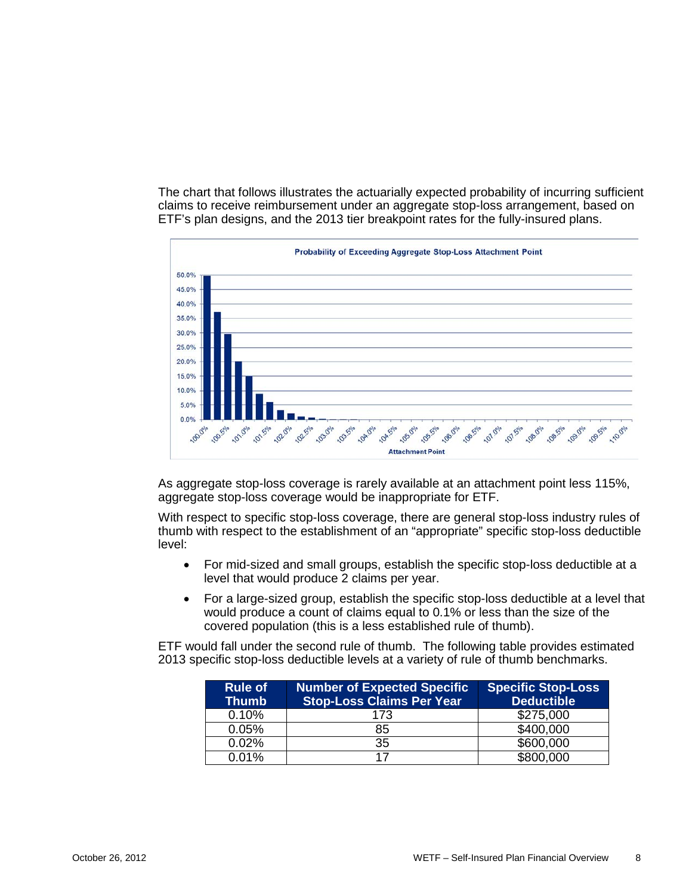The chart that follows illustrates the actuarially expected probability of incurring sufficient claims to receive reimbursement under an aggregate stop-loss arrangement, based on ETF's plan designs, and the 2013 tier breakpoint rates for the fully-insured plans.

As aggregate stop-loss coverage is rarely available at an attachment point less 115%, aggregate stop-loss coverage would be inappropriate for ETF.

With respect to specific stop-loss coverage, there are general stop-loss industry rules of thumb with respect to the establishment of an "appropriate" specific stop-loss deductible level:

- For mid-sized and small groups, establish the specific stop-loss deductible at a level that would produce 2 claims per year.
- For a large-sized group, establish the specific stop-loss deductible at a level that would produce a count of claims equal to 0.1% or less than the size of the covered population (this is a less established rule of thumb).

ETF would fall under the second rule of thumb. The following table provides estimated 2013 specific stop-loss deductible levels at a variety of rule of thumb benchmarks.

| Rule of Thumb | Number of Expected Specific Stop-Loss Claims Per Year | Specific Stop-Loss Deductible |
|---|---|---|
| 0.10% | 173 | $275,000 |
| 0.05% | 85 | $400,000 |
| 0.02% | 35 | $600,000 |
| 0.01% | 17 | $800,000 |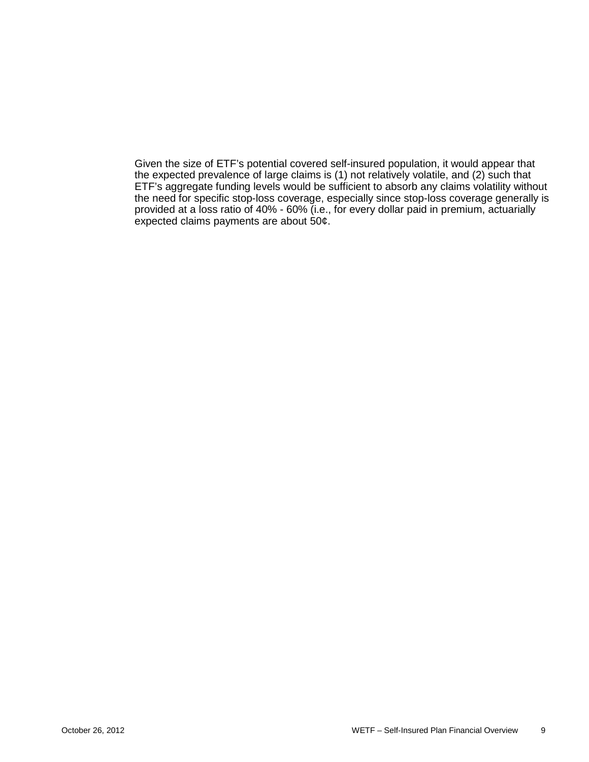Given the size of ETF's potential covered self-insured population, it would appear that the expected prevalence of large claims is (1) not relatively volatile, and (2) such that ETF's aggregate funding levels would be sufficient to absorb any claims volatility without the need for specific stop-loss coverage, especially since stop-loss coverage generally is provided at a loss ratio of 40% - 60% (i.e., for every dollar paid in premium, actuarially expected claims payments are about 50¢.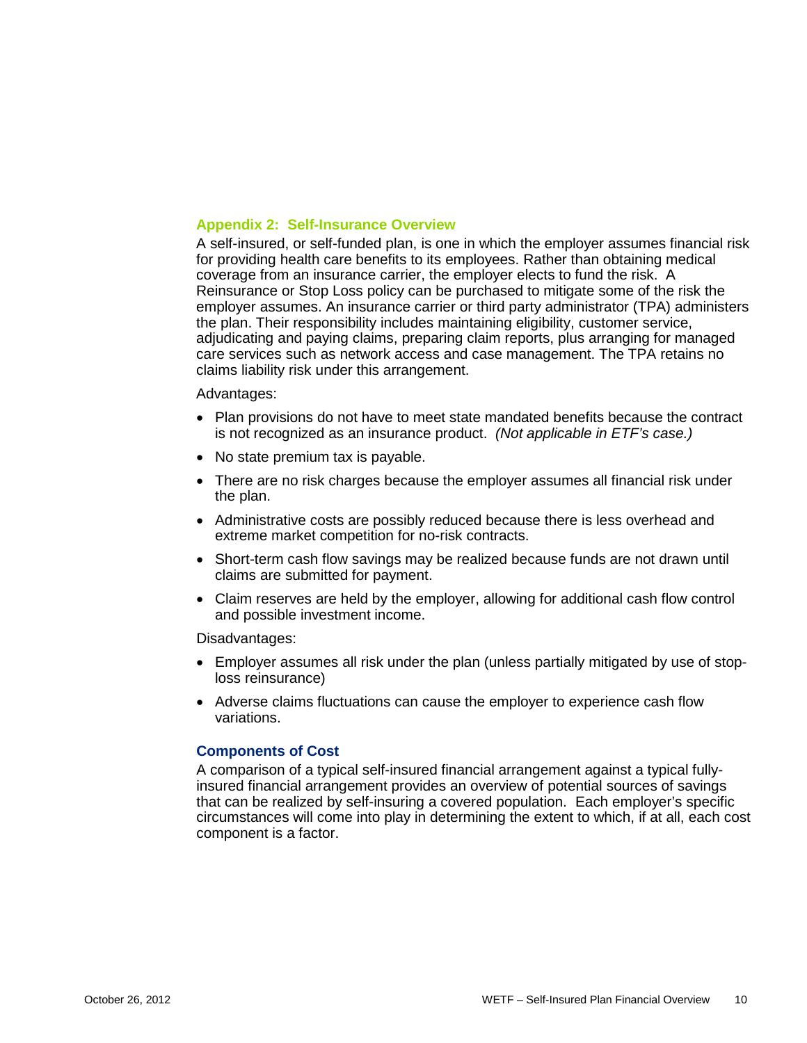## Appendix 2: Self-Insurance Overview

A self-insured, or self-funded plan, is one in which the employer assumes financial risk for providing health care benefits to its employees. Rather than obtaining medical coverage from an insurance carrier, the employer elects to fund the risk. A Reinsurance or Stop Loss policy can be purchased to mitigate some of the risk the employer assumes. An insurance carrier or third party administrator (TPA) administers the plan. Their responsibility includes maintaining eligibility, customer service, adjudicating and paying claims, preparing claim reports, plus arranging for managed care services such as network access and case management. The TPA retains no claims liability risk under this arrangement.

Advantages:

- Plan provisions do not have to meet state mandated benefits because the contract is not recognized as an insurance product. *(Not applicable in ETF's case.)*
- No state premium tax is payable.
- There are no risk charges because the employer assumes all financial risk under the plan.
- Administrative costs are possibly reduced because there is less overhead and extreme market competition for no-risk contracts.
- Short-term cash flow savings may be realized because funds are not drawn until claims are submitted for payment.
- Claim reserves are held by the employer, allowing for additional cash flow control and possible investment income.

Disadvantages:

- Employer assumes all risk under the plan (unless partially mitigated by use of stop-loss reinsurance)
- Adverse claims fluctuations can cause the employer to experience cash flow variations.

### Components of Cost

A comparison of a typical self-insured financial arrangement against a typical fully-insured financial arrangement provides an overview of potential sources of savings that can be realized by self-insuring a covered population. Each employer's specific circumstances will come into play in determining the extent to which, if at all, each cost component is a factor.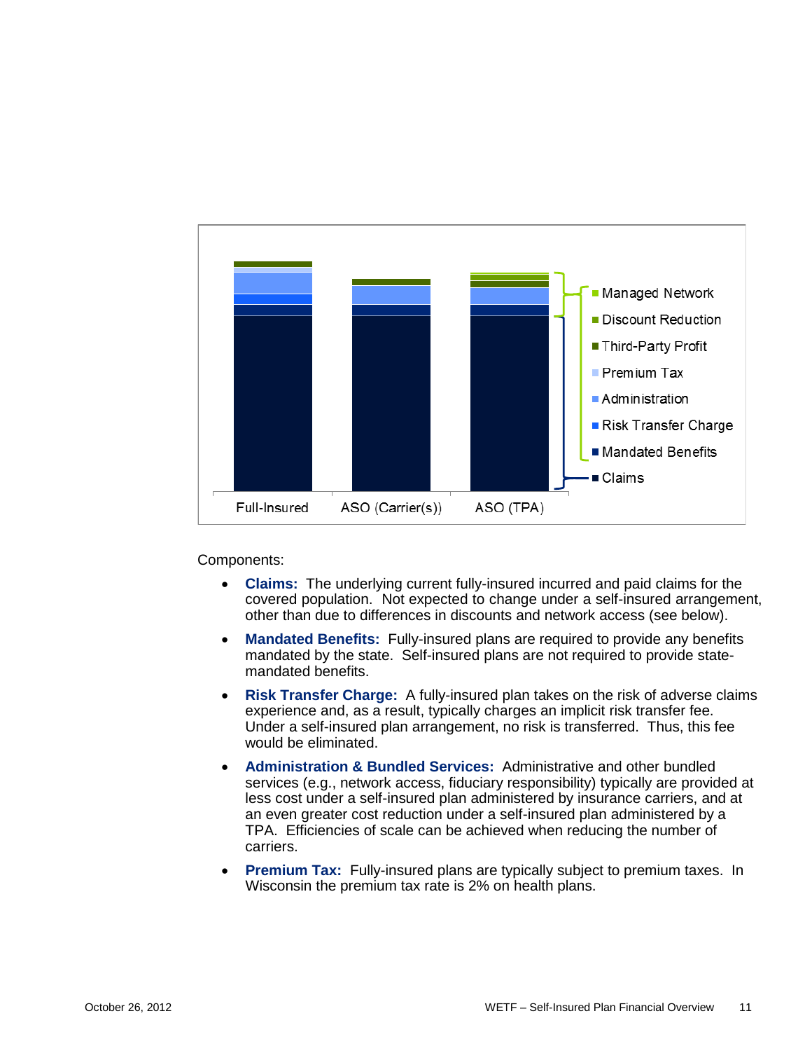Components:

- **Claims:** The underlying current fully-insured incurred and paid claims for the covered population. Not expected to change under a self-insured arrangement, other than due to differences in discounts and network access (see below).
- **Mandated Benefits:** Fully-insured plans are required to provide any benefits mandated by the state. Self-insured plans are not required to provide state-mandated benefits.
- **Risk Transfer Charge:** A fully-insured plan takes on the risk of adverse claims experience and, as a result, typically charges an implicit risk transfer fee. Under a self-insured plan arrangement, no risk is transferred. Thus, this fee would be eliminated.
- **Administration & Bundled Services:** Administrative and other bundled services (e.g., network access, fiduciary responsibility) typically are provided at less cost under a self-insured plan administered by insurance carriers, and at an even greater cost reduction under a self-insured plan administered by a TPA. Efficiencies of scale can be achieved when reducing the number of carriers.
- **Premium Tax:** Fully-insured plans are typically subject to premium taxes. In Wisconsin the premium tax rate is 2% on health plans.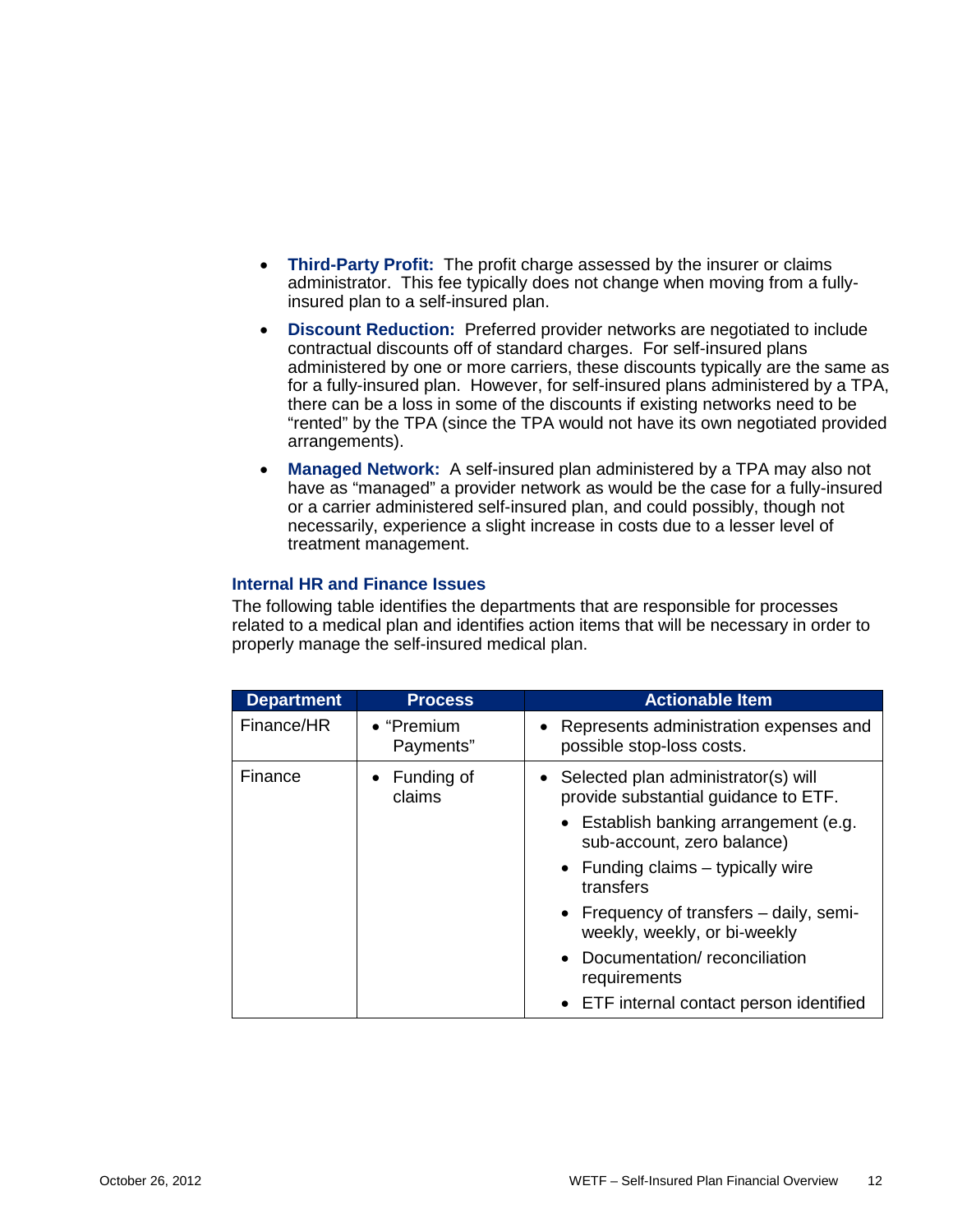- **Third-Party Profit:** The profit charge assessed by the insurer or claims administrator. This fee typically does not change when moving from a fully-insured plan to a self-insured plan.
- **Discount Reduction:** Preferred provider networks are negotiated to include contractual discounts off of standard charges. For self-insured plans administered by one or more carriers, these discounts typically are the same as for a fully-insured plan. However, for self-insured plans administered by a TPA, there can be a loss in some of the discounts if existing networks need to be "rented" by the TPA (since the TPA would not have its own negotiated provided arrangements).
- **Managed Network:** A self-insured plan administered by a TPA may also not have as "managed" a provider network as would be the case for a fully-insured or a carrier administered self-insured plan, and could possibly, though not necessarily, experience a slight increase in costs due to a lesser level of treatment management.

### Internal HR and Finance Issues

The following table identifies the departments that are responsible for processes related to a medical plan and identifies action items that will be necessary in order to properly manage the self-insured medical plan.

| Department | Process | Actionable Item |
|---|---|---|
| Finance/HR | • "Premium Payments" | • Represents administration expenses and possible stop-loss costs. |
| Finance | • Funding of claims | • Selected plan administrator(s) will provide substantial guidance to ETF.<br>• Establish banking arrangement (e.g. sub-account, zero balance)<br>• Funding claims – typically wire transfers<br>• Frequency of transfers – daily, semi-weekly, weekly, or bi-weekly<br>• Documentation/ reconciliation requirements<br>• ETF internal contact person identified |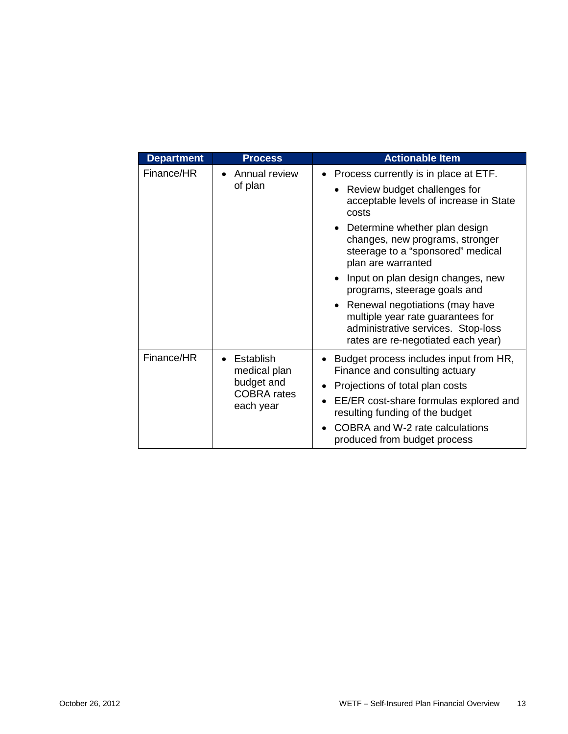| Department | Process | Actionable Item |
| --- | --- | --- |
| Finance/HR | • Annual review of plan | • Process currently is in place at ETF.<br>• Review budget challenges for acceptable levels of increase in State costs<br>• Determine whether plan design changes, new programs, stronger steerage to a "sponsored" medical plan are warranted<br>• Input on plan design changes, new programs, steerage goals and<br>• Renewal negotiations (may have multiple year rate guarantees for administrative services. Stop-loss rates are re-negotiated each year) |
| Finance/HR | • Establish medical plan budget and COBRA rates each year | • Budget process includes input from HR, Finance and consulting actuary<br>• Projections of total plan costs<br>• EE/ER cost-share formulas explored and resulting funding of the budget<br>• COBRA and W-2 rate calculations produced from budget process |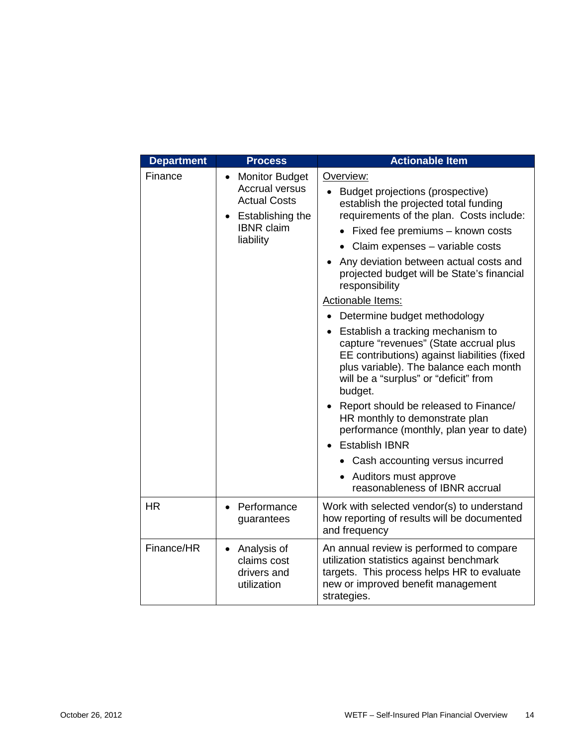| Department | Process | Actionable Item |
| --- | --- | --- |
| Finance | • Monitor Budget Accrual versus Actual Costs<br>• Establishing the IBNR claim liability | Overview:<br>• Budget projections (prospective) establish the projected total funding requirements of the plan. Costs include:<br>&nbsp;&nbsp;• Fixed fee premiums – known costs<br>&nbsp;&nbsp;• Claim expenses – variable costs<br>• Any deviation between actual costs and projected budget will be State's financial responsibility<br>Actionable Items:<br>• Determine budget methodology<br>• Establish a tracking mechanism to capture "revenues" (State accrual plus EE contributions) against liabilities (fixed plus variable). The balance each month will be a "surplus" or "deficit" from budget.<br>• Report should be released to Finance/ HR monthly to demonstrate plan performance (monthly, plan year to date)<br>• Establish IBNR<br>&nbsp;&nbsp;• Cash accounting versus incurred<br>&nbsp;&nbsp;• Auditors must approve reasonableness of IBNR accrual |
| HR | • Performance guarantees | Work with selected vendor(s) to understand how reporting of results will be documented and frequency |
| Finance/HR | • Analysis of claims cost drivers and utilization | An annual review is performed to compare utilization statistics against benchmark targets. This process helps HR to evaluate new or improved benefit management strategies. |